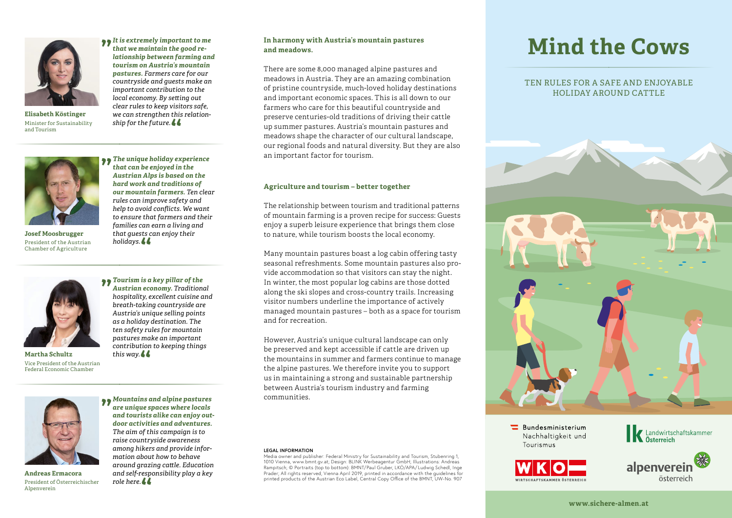> *It is extremely important to me* ***that we maintain the good relationship between farming and tourism on Austria's mountain pastures.*** *Farmers care for our countryside and guests make an important contribution to the local economy. By setting out clear rules to keep visitors safe, we can strengthen this relationship for the future.*

**Elisabeth Köstinger**
Minister for Sustainability and Tourism

> ***The unique holiday experience that can be enjoyed in the Austrian Alps is based on the hard work and traditions of our mountain farmers.*** *Ten clear rules can improve safety and help to avoid conflicts. We want to ensure that farmers and their families can earn a living and that guests can enjoy their holidays.*

**Josef Moosbrugger**
President of the Austrian Chamber of Agriculture

> ***Tourism is a key pillar of the Austrian economy.*** *Traditional hospitality, excellent cuisine and breath-taking countryside are Austria's unique selling points as a holiday destination. The ten safety rules for mountain pastures make an important contribution to keeping things this way.*

**Martha Schultz**
Vice President of the Austrian Federal Economic Chamber

> ***Mountains and alpine pastures are unique spaces where locals and tourists alike can enjoy outdoor activities and adventures.*** *The aim of this campaign is to raise countryside awareness among hikers and provide information about how to behave around grazing cattle. Education and self-responsibility play a key role here.*

**Andreas Ermacora**
President of Österreichischer Alpenverein

## In harmony with Austria's mountain pastures and meadows.

There are some 8,000 managed alpine pastures and meadows in Austria. They are an amazing combination of pristine countryside, much-loved holiday destinations and important economic spaces. This is all down to our farmers who care for this beautiful countryside and preserve centuries-old traditions of driving their cattle up summer pastures. Austria's mountain pastures and meadows shape the character of our cultural landscape, our regional foods and natural diversity. But they are also an important factor for tourism.

## Agriculture and tourism – better together

The relationship between tourism and traditional patterns of mountain farming is a proven recipe for success: Guests enjoy a superb leisure experience that brings them close to nature, while tourism boosts the local economy.

Many mountain pastures boast a log cabin offering tasty seasonal refreshments. Some mountain pastures also provide accommodation so that visitors can stay the night. In winter, the most popular log cabins are those dotted along the ski slopes and cross-country trails. Increasing visitor numbers underline the importance of actively managed mountain pastures – both as a space for tourism and for recreation.

However, Austria's unique cultural landscape can only be preserved and kept accessible if cattle are driven up the mountains in summer and farmers continue to manage the alpine pastures. We therefore invite you to support us in maintaining a strong and sustainable partnership between Austria's tourism industry and farming communities.

**LEGAL INFORMATION**

Media owner and publisher: Federal Ministry for Sustainability and Tourism, Stubenring 1, 1010 Vienna, www.bmnt.gv.at; Design: BLINK Werbeagentur GmbH; Illustrations: Andreas Rampitsch; © Portraits (top to bottom): BMNT/Paul Gruber, LKO/APA/Ludwig Schedl, Inge Prader; All rights reserved; Vienna April 2019; printed in accordance with the guidelines for printed products of the Austrian Eco Label, Central Copy Office of the BMNT, UW-No. 907

# Mind the Cows

## TEN RULES FOR A SAFE AND ENJOYABLE HOLIDAY AROUND CATTLE

Bundesministerium Nachhaltigkeit und Tourismus

Landwirtschaftskammer Österreich

WKO WIRTSCHAFTSKAMMER ÖSTERREICH

alpenverein österreich

**www.sichere-almen.at**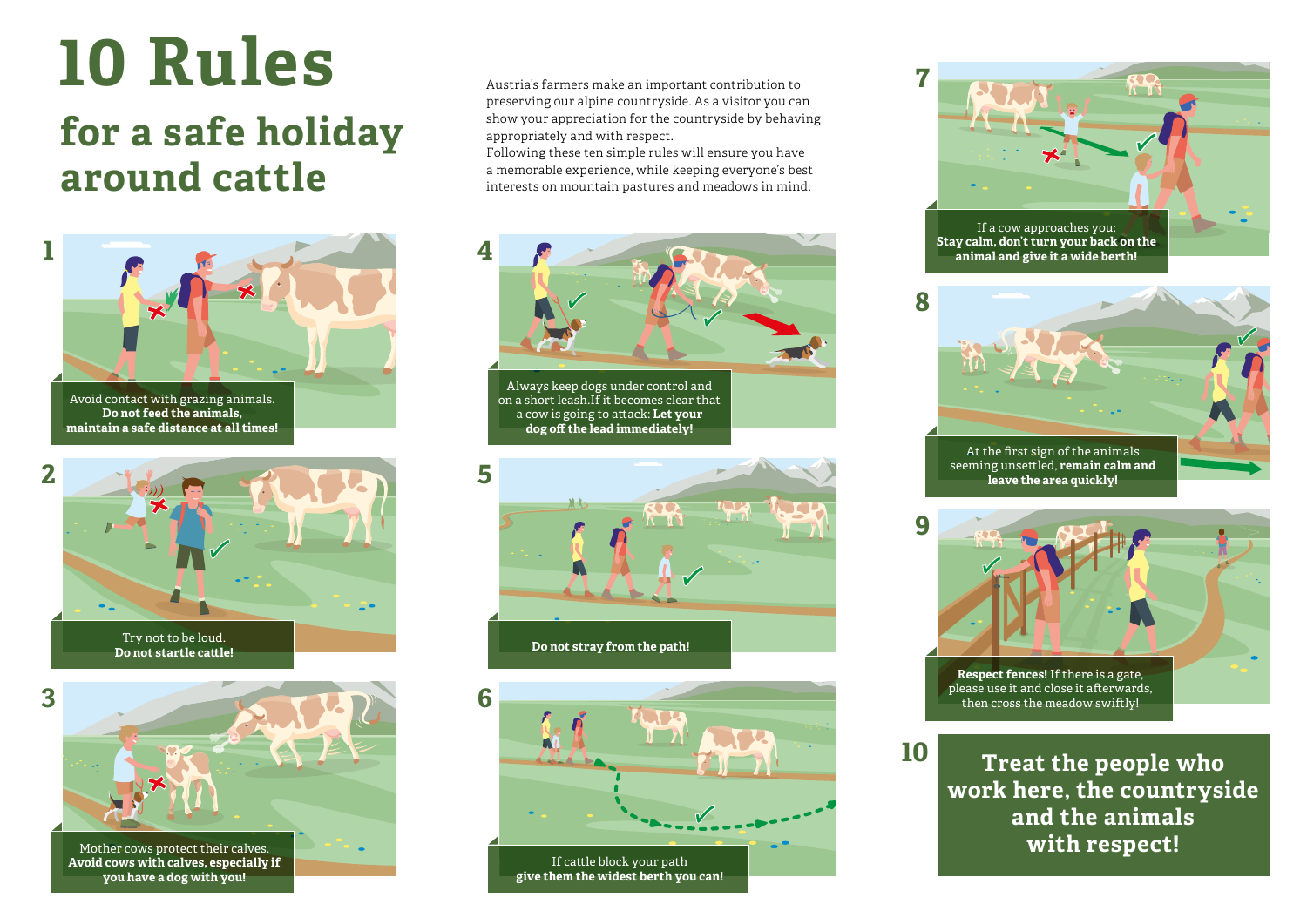# 10 Rules

## for a safe holiday around cattle

Austria's farmers make an important contribution to preserving our alpine countryside. As a visitor you can show your appreciation for the countryside by behaving appropriately and with respect.
Following these ten simple rules will ensure you have a memorable experience, while keeping everyone's best interests on mountain pastures and meadows in mind.

**1**

Avoid contact with grazing animals.
**Do not feed the animals, maintain a safe distance at all times!**

**2**

Try not to be loud.
**Do not startle cattle!**

**3**

Mother cows protect their calves.
**Avoid cows with calves, especially if you have a dog with you!**

**4**

Always keep dogs under control and on a short leash.If it becomes clear that a cow is going to attack: **Let your dog off the lead immediately!**

**5**

**Do not stray from the path!**

**6**

If cattle block your path
**give them the widest berth you can!**

**7**

If a cow approaches you:
**Stay calm, don't turn your back on the animal and give it a wide berth!**

**8**

At the first sign of the animals seeming unsettled, **remain calm and leave the area quickly!**

**9**

**Respect fences!** If there is a gate, please use it and close it afterwards, then cross the meadow swiftly!

**10**

**Treat the people who work here, the countryside and the animals with respect!**